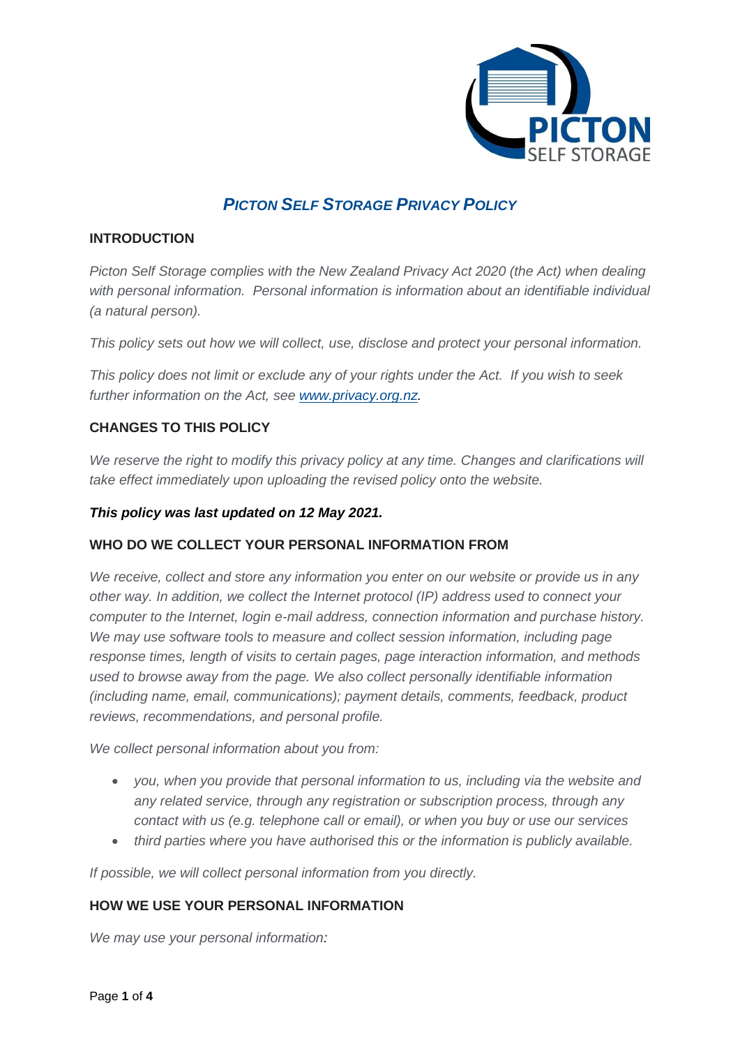# *PICTON SELF STORAGE PRIVACY POLICY*

## INTRODUCTION

*Picton Self Storage complies with the New Zealand Privacy Act 2020 (the Act) when dealing with personal information. Personal information is information about an identifiable individual (a natural person).*

*This policy sets out how we will collect, use, disclose and protect your personal information.*

*This policy does not limit or exclude any of your rights under the Act. If you wish to seek further information on the Act, see [www.privacy.org.nz](http://www.privacy.org.nz).*

## CHANGES TO THIS POLICY

*We reserve the right to modify this privacy policy at any time. Changes and clarifications will take effect immediately upon uploading the revised policy onto the website.*

***This policy was last updated on 12 May 2021.***

## WHO DO WE COLLECT YOUR PERSONAL INFORMATION FROM

*We receive, collect and store any information you enter on our website or provide us in any other way. In addition, we collect the Internet protocol (IP) address used to connect your computer to the Internet, login e-mail address, connection information and purchase history. We may use software tools to measure and collect session information, including page response times, length of visits to certain pages, page interaction information, and methods used to browse away from the page. We also collect personally identifiable information (including name, email, communications); payment details, comments, feedback, product reviews, recommendations, and personal profile.*

*We collect personal information about you from:*

- *you, when you provide that personal information to us, including via the website and any related service, through any registration or subscription process, through any contact with us (e.g. telephone call or email), or when you buy or use our services*
- *third parties where you have authorised this or the information is publicly available.*

*If possible, we will collect personal information from you directly.*

## HOW WE USE YOUR PERSONAL INFORMATION

*We may use your personal information:*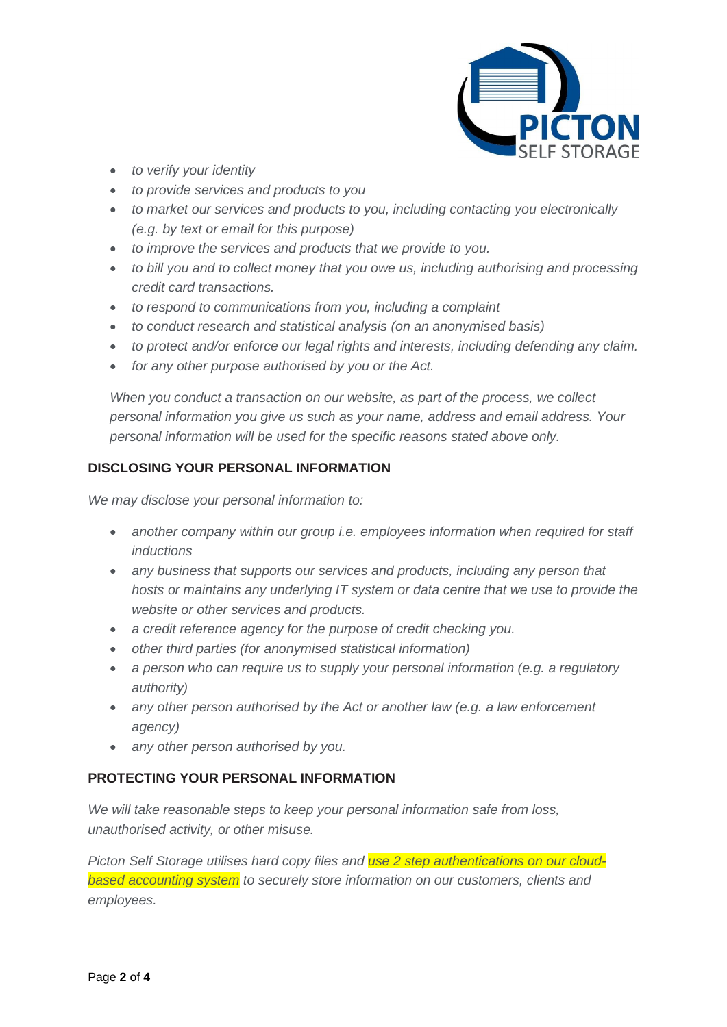- *to verify your identity*
- *to provide services and products to you*
- *to market our services and products to you, including contacting you electronically (e.g. by text or email for this purpose)*
- *to improve the services and products that we provide to you.*
- *to bill you and to collect money that you owe us, including authorising and processing credit card transactions.*
- *to respond to communications from you, including a complaint*
- *to conduct research and statistical analysis (on an anonymised basis)*
- *to protect and/or enforce our legal rights and interests, including defending any claim.*
- *for any other purpose authorised by you or the Act.*

*When you conduct a transaction on our website, as part of the process, we collect personal information you give us such as your name, address and email address. Your personal information will be used for the specific reasons stated above only.*

**DISCLOSING YOUR PERSONAL INFORMATION**

*We may disclose your personal information to:*

- *another company within our group i.e. employees information when required for staff inductions*
- *any business that supports our services and products, including any person that hosts or maintains any underlying IT system or data centre that we use to provide the website or other services and products.*
- *a credit reference agency for the purpose of credit checking you.*
- *other third parties (for anonymised statistical information)*
- *a person who can require us to supply your personal information (e.g. a regulatory authority)*
- *any other person authorised by the Act or another law (e.g. a law enforcement agency)*
- *any other person authorised by you.*

**PROTECTING YOUR PERSONAL INFORMATION**

*We will take reasonable steps to keep your personal information safe from loss, unauthorised activity, or other misuse.*

*Picton Self Storage utilises hard copy files and use 2 step authentications on our cloud-based accounting system to securely store information on our customers, clients and employees.*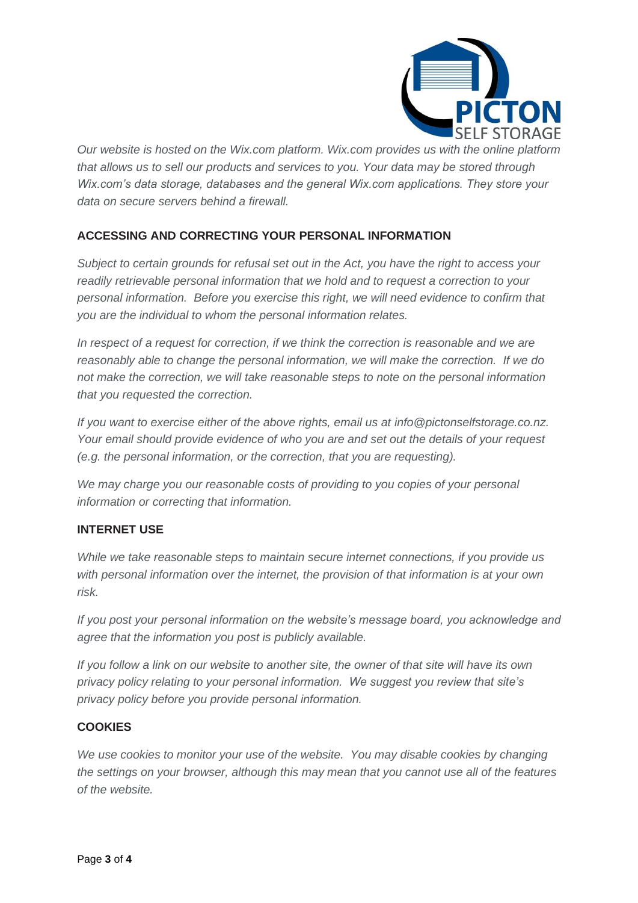*Our website is hosted on the Wix.com platform. Wix.com provides us with the online platform that allows us to sell our products and services to you. Your data may be stored through Wix.com's data storage, databases and the general Wix.com applications. They store your data on secure servers behind a firewall.*

## ACCESSING AND CORRECTING YOUR PERSONAL INFORMATION

*Subject to certain grounds for refusal set out in the Act, you have the right to access your readily retrievable personal information that we hold and to request a correction to your personal information. Before you exercise this right, we will need evidence to confirm that you are the individual to whom the personal information relates.*

*In respect of a request for correction, if we think the correction is reasonable and we are reasonably able to change the personal information, we will make the correction. If we do not make the correction, we will take reasonable steps to note on the personal information that you requested the correction.*

*If you want to exercise either of the above rights, email us at info@pictonselfstorage.co.nz. Your email should provide evidence of who you are and set out the details of your request (e.g. the personal information, or the correction, that you are requesting).*

*We may charge you our reasonable costs of providing to you copies of your personal information or correcting that information.*

## INTERNET USE

*While we take reasonable steps to maintain secure internet connections, if you provide us with personal information over the internet, the provision of that information is at your own risk.*

*If you post your personal information on the website's message board, you acknowledge and agree that the information you post is publicly available.*

*If you follow a link on our website to another site, the owner of that site will have its own privacy policy relating to your personal information. We suggest you review that site's privacy policy before you provide personal information.*

## COOKIES

*We use cookies to monitor your use of the website. You may disable cookies by changing the settings on your browser, although this may mean that you cannot use all of the features of the website.*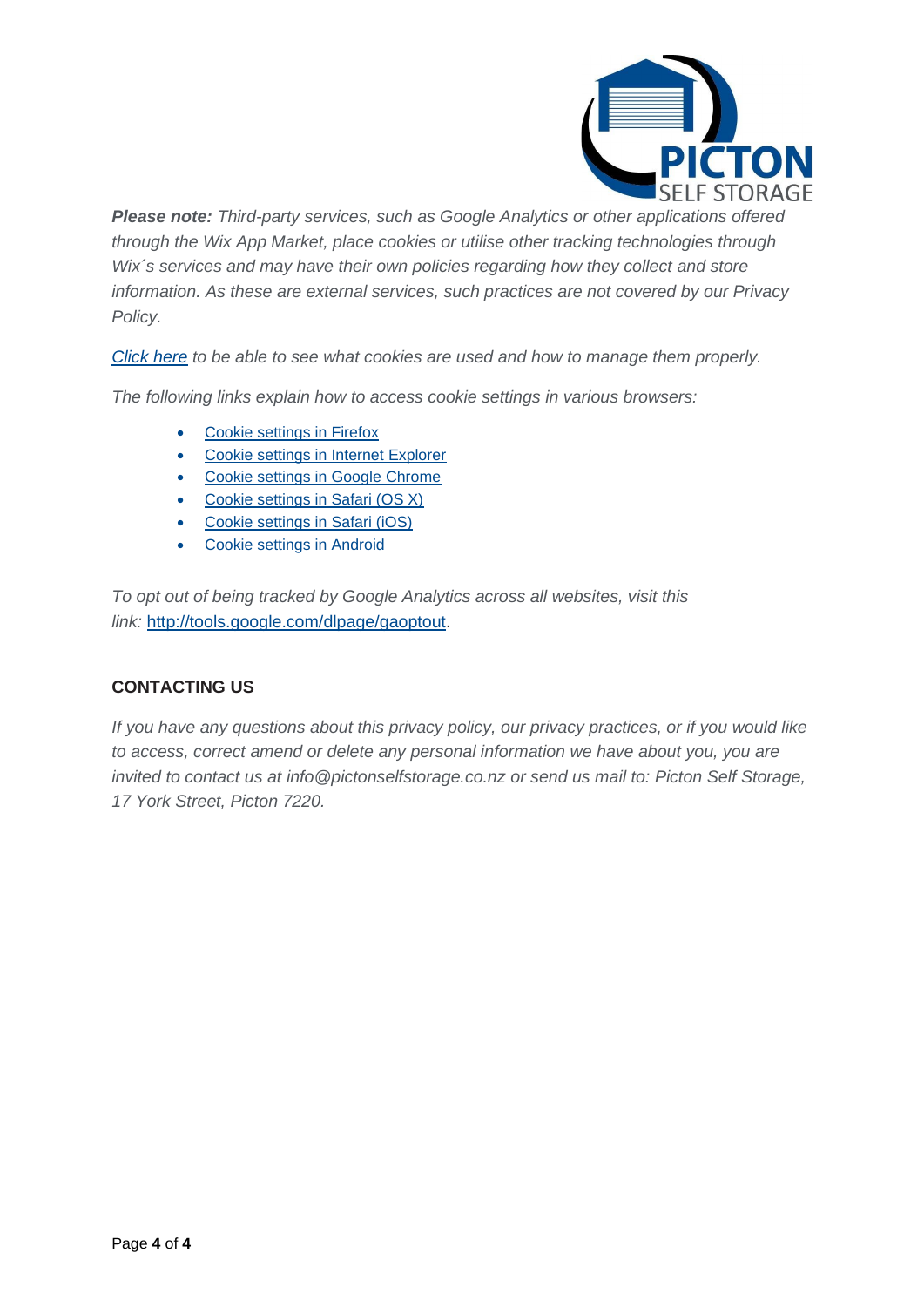***Please note:*** *Third-party services, such as Google Analytics or other applications offered through the Wix App Market, place cookies or utilise other tracking technologies through Wix´s services and may have their own policies regarding how they collect and store information. As these are external services, such practices are not covered by our Privacy Policy.*

*Click here to be able to see what cookies are used and how to manage them properly.*

*The following links explain how to access cookie settings in various browsers:*

- Cookie settings in Firefox
- Cookie settings in Internet Explorer
- Cookie settings in Google Chrome
- Cookie settings in Safari (OS X)
- Cookie settings in Safari (iOS)
- Cookie settings in Android

*To opt out of being tracked by Google Analytics across all websites, visit this link:* http://tools.google.com/dlpage/gaoptout.

## CONTACTING US

*If you have any questions about this privacy policy, our privacy practices, or if you would like to access, correct amend or delete any personal information we have about you, you are invited to contact us at info@pictonselfstorage.co.nz or send us mail to: Picton Self Storage, 17 York Street, Picton 7220.*